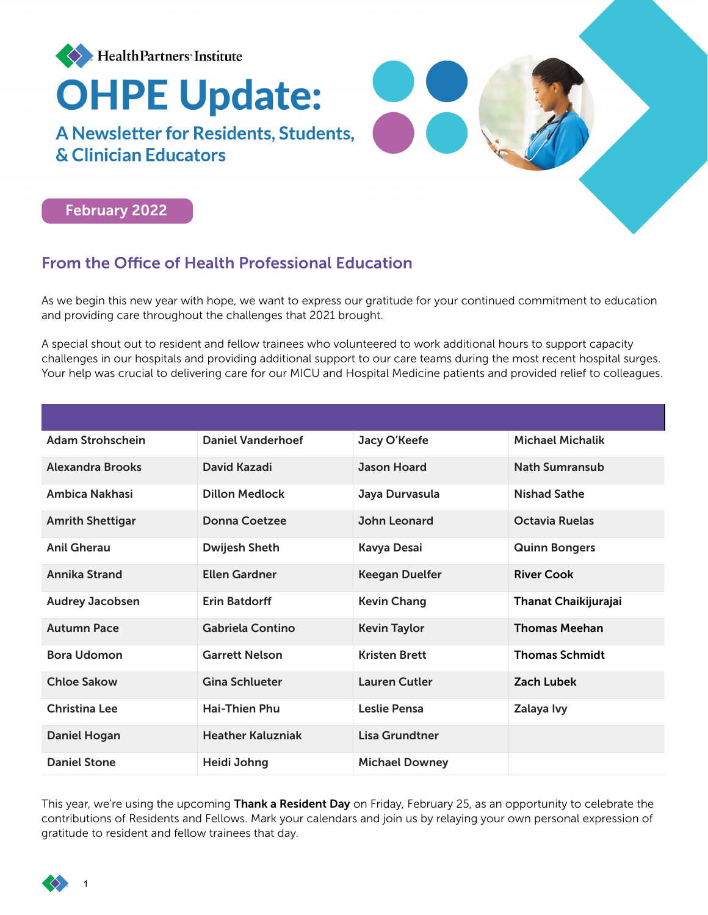HealthPartners Institute

# OHPE Update:

## A Newsletter for Residents, Students, & Clinician Educators

**February 2022**

## From the Office of Health Professional Education

As we begin this new year with hope, we want to express our gratitude for your continued commitment to education and providing care throughout the challenges that 2021 brought.

A special shout out to resident and fellow trainees who volunteered to work additional hours to support capacity challenges in our hospitals and providing additional support to our care teams during the most recent hospital surges. Your help was crucial to delivering care for our MICU and Hospital Medicine patients and provided relief to colleagues.

| | | | |
|---|---|---|---|
| Adam Strohschein | Daniel Vanderhoef | Jacy O'Keefe | Michael Michalik |
| Alexandra Brooks | David Kazadi | Jason Hoard | Nath Sumransub |
| Ambica Nakhasi | Dillon Medlock | Jaya Durvasula | Nishad Sathe |
| Amrith Shettigar | Donna Coetzee | John Leonard | Octavia Ruelas |
| Anil Gherau | Dwijesh Sheth | Kavya Desai | Quinn Bongers |
| Annika Strand | Ellen Gardner | Keegan Duelfer | River Cook |
| Audrey Jacobsen | Erin Batdorff | Kevin Chang | Thanat Chaikijurajai |
| Autumn Pace | Gabriela Contino | Kevin Taylor | Thomas Meehan |
| Bora Udomon | Garrett Nelson | Kristen Brett | Thomas Schmidt |
| Chloe Sakow | Gina Schlueter | Lauren Cutler | Zach Lubek |
| Christina Lee | Hai-Thien Phu | Leslie Pensa | Zalaya Ivy |
| Daniel Hogan | Heather Kaluzniak | Lisa Grundtner | |
| Daniel Stone | Heidi Johng | Michael Downey | |

This year, we're using the upcoming **Thank a Resident Day** on Friday, February 25, as an opportunity to celebrate the contributions of Residents and Fellows. Mark your calendars and join us by relaying your own personal expression of gratitude to resident and fellow trainees that day.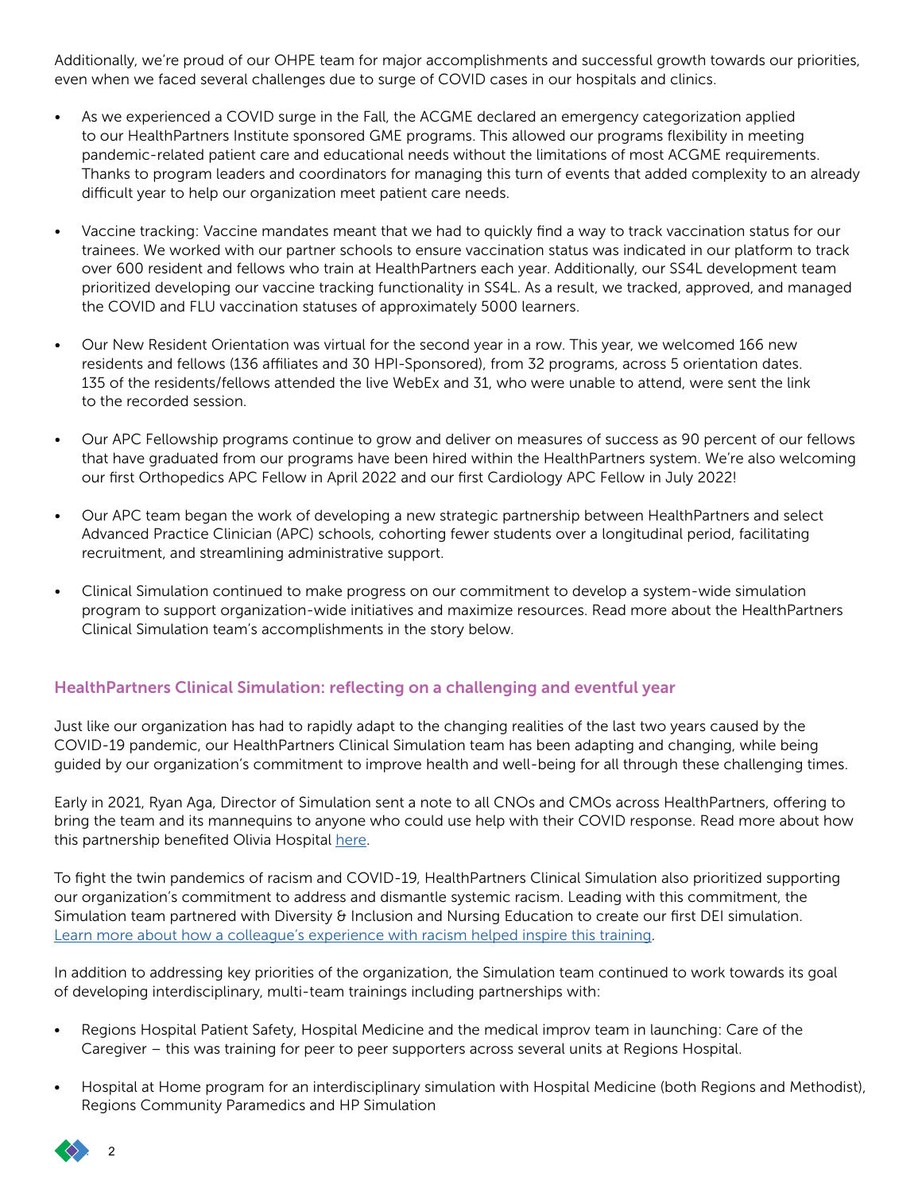Additionally, we're proud of our OHPE team for major accomplishments and successful growth towards our priorities, even when we faced several challenges due to surge of COVID cases in our hospitals and clinics.

- As we experienced a COVID surge in the Fall, the ACGME declared an emergency categorization applied to our HealthPartners Institute sponsored GME programs. This allowed our programs flexibility in meeting pandemic-related patient care and educational needs without the limitations of most ACGME requirements. Thanks to program leaders and coordinators for managing this turn of events that added complexity to an already difficult year to help our organization meet patient care needs.
- Vaccine tracking: Vaccine mandates meant that we had to quickly find a way to track vaccination status for our trainees. We worked with our partner schools to ensure vaccination status was indicated in our platform to track over 600 resident and fellows who train at HealthPartners each year. Additionally, our SS4L development team prioritized developing our vaccine tracking functionality in SS4L. As a result, we tracked, approved, and managed the COVID and FLU vaccination statuses of approximately 5000 learners.
- Our New Resident Orientation was virtual for the second year in a row. This year, we welcomed 166 new residents and fellows (136 affiliates and 30 HPI-Sponsored), from 32 programs, across 5 orientation dates. 135 of the residents/fellows attended the live WebEx and 31, who were unable to attend, were sent the link to the recorded session.
- Our APC Fellowship programs continue to grow and deliver on measures of success as 90 percent of our fellows that have graduated from our programs have been hired within the HealthPartners system. We're also welcoming our first Orthopedics APC Fellow in April 2022 and our first Cardiology APC Fellow in July 2022!
- Our APC team began the work of developing a new strategic partnership between HealthPartners and select Advanced Practice Clinician (APC) schools, cohorting fewer students over a longitudinal period, facilitating recruitment, and streamlining administrative support.
- Clinical Simulation continued to make progress on our commitment to develop a system-wide simulation program to support organization-wide initiatives and maximize resources. Read more about the HealthPartners Clinical Simulation team's accomplishments in the story below.

## HealthPartners Clinical Simulation: reflecting on a challenging and eventful year

Just like our organization has had to rapidly adapt to the changing realities of the last two years caused by the COVID-19 pandemic, our HealthPartners Clinical Simulation team has been adapting and changing, while being guided by our organization's commitment to improve health and well-being for all through these challenging times.

Early in 2021, Ryan Aga, Director of Simulation sent a note to all CNOs and CMOs across HealthPartners, offering to bring the team and its mannequins to anyone who could use help with their COVID response. Read more about how this partnership benefited Olivia Hospital here.

To fight the twin pandemics of racism and COVID-19, HealthPartners Clinical Simulation also prioritized supporting our organization's commitment to address and dismantle systemic racism. Leading with this commitment, the Simulation team partnered with Diversity & Inclusion and Nursing Education to create our first DEI simulation. Learn more about how a colleague's experience with racism helped inspire this training.

In addition to addressing key priorities of the organization, the Simulation team continued to work towards its goal of developing interdisciplinary, multi-team trainings including partnerships with:

- Regions Hospital Patient Safety, Hospital Medicine and the medical improv team in launching: Care of the Caregiver – this was training for peer to peer supporters across several units at Regions Hospital.
- Hospital at Home program for an interdisciplinary simulation with Hospital Medicine (both Regions and Methodist), Regions Community Paramedics and HP Simulation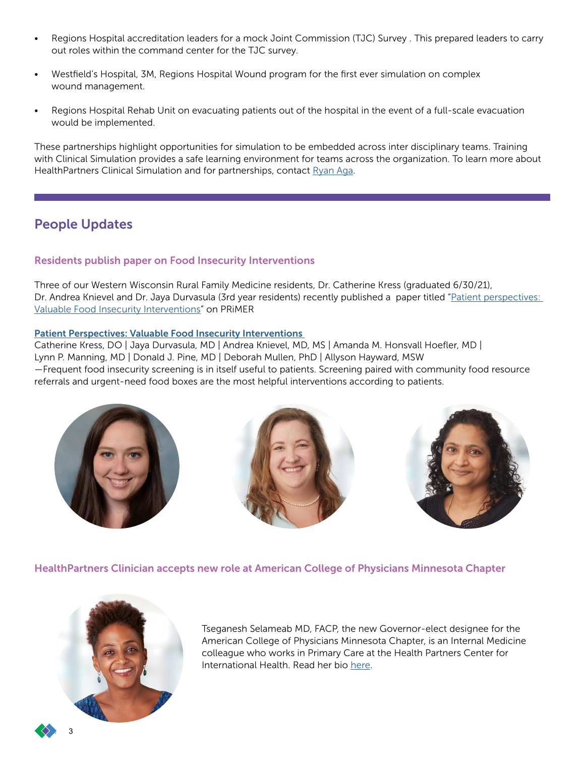- Regions Hospital accreditation leaders for a mock Joint Commission (TJC) Survey . This prepared leaders to carry out roles within the command center for the TJC survey.
- Westfield's Hospital, 3M, Regions Hospital Wound program for the first ever simulation on complex wound management.
- Regions Hospital Rehab Unit on evacuating patients out of the hospital in the event of a full-scale evacuation would be implemented.

These partnerships highlight opportunities for simulation to be embedded across inter disciplinary teams. Training with Clinical Simulation provides a safe learning environment for teams across the organization. To learn more about HealthPartners Clinical Simulation and for partnerships, contact Ryan Aga.

## People Updates

### Residents publish paper on Food Insecurity Interventions

Three of our Western Wisconsin Rural Family Medicine residents, Dr. Catherine Kress (graduated 6/30/21), Dr. Andrea Knievel and Dr. Jaya Durvasula (3rd year residents) recently published a paper titled "Patient perspectives: Valuable Food Insecurity Interventions" on PRiMER

**Patient Perspectives: Valuable Food Insecurity Interventions**

Catherine Kress, DO | Jaya Durvasula, MD | Andrea Knievel, MD, MS | Amanda M. Honsvall Hoefler, MD | Lynn P. Manning, MD | Donald J. Pine, MD | Deborah Mullen, PhD | Allyson Hayward, MSW

—Frequent food insecurity screening is in itself useful to patients. Screening paired with community food resource referrals and urgent-need food boxes are the most helpful interventions according to patients.

### HealthPartners Clinician accepts new role at American College of Physicians Minnesota Chapter

Tseganesh Selameab MD, FACP, the new Governor-elect designee for the American College of Physicians Minnesota Chapter, is an Internal Medicine colleague who works in Primary Care at the Health Partners Center for International Health. Read her bio here.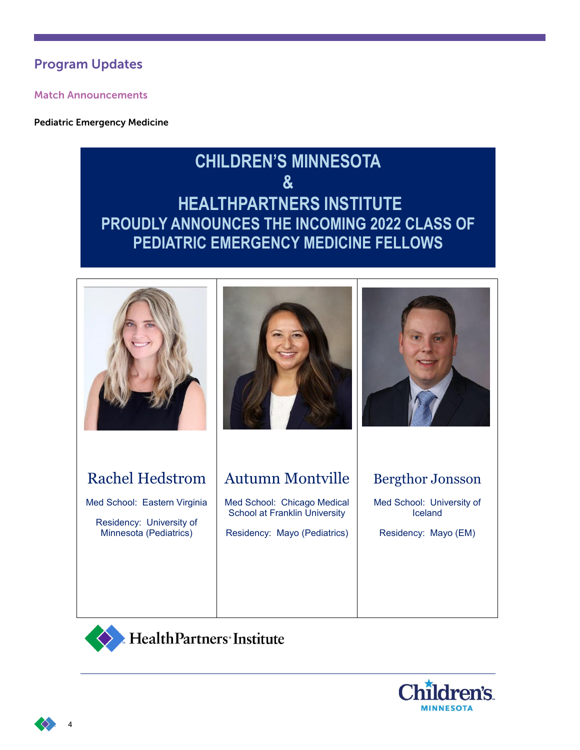## Program Updates

### Match Announcements

**Pediatric Emergency Medicine**

**CHILDREN'S MINNESOTA**
**&**
**HEALTHPARTNERS INSTITUTE**
**PROUDLY ANNOUNCES THE INCOMING 2022 CLASS OF PEDIATRIC EMERGENCY MEDICINE FELLOWS**

| Rachel Hedstrom | Autumn Montville | Bergthor Jonsson |
|---|---|---|
| Med School: Eastern Virginia | Med School: Chicago Medical School at Franklin University | Med School: University of Iceland |
| Residency: University of Minnesota (Pediatrics) | Residency: Mayo (Pediatrics) | Residency: Mayo (EM) |

HealthPartners Institute

Children's Minnesota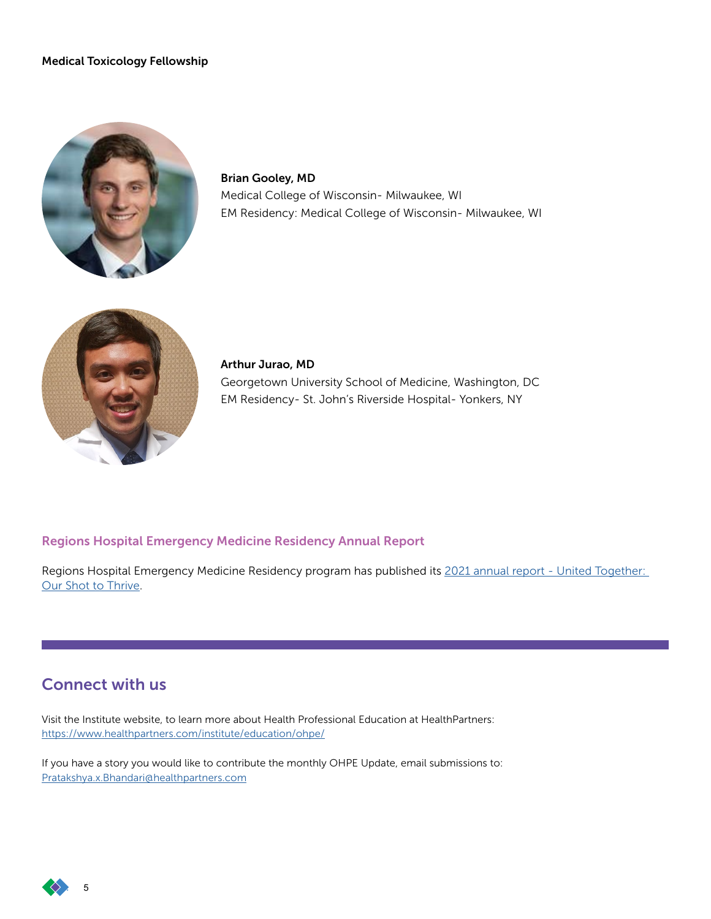**Medical Toxicology Fellowship**

**Brian Gooley, MD**
Medical College of Wisconsin- Milwaukee, WI
EM Residency: Medical College of Wisconsin- Milwaukee, WI

**Arthur Jurao, MD**
Georgetown University School of Medicine, Washington, DC
EM Residency- St. John's Riverside Hospital- Yonkers, NY

### Regions Hospital Emergency Medicine Residency Annual Report

Regions Hospital Emergency Medicine Residency program has published its 2021 annual report - United Together: Our Shot to Thrive.

## Connect with us

Visit the Institute website, to learn more about Health Professional Education at HealthPartners:
https://www.healthpartners.com/institute/education/ohpe/

If you have a story you would like to contribute the monthly OHPE Update, email submissions to:
Pratakshya.x.Bhandari@healthpartners.com